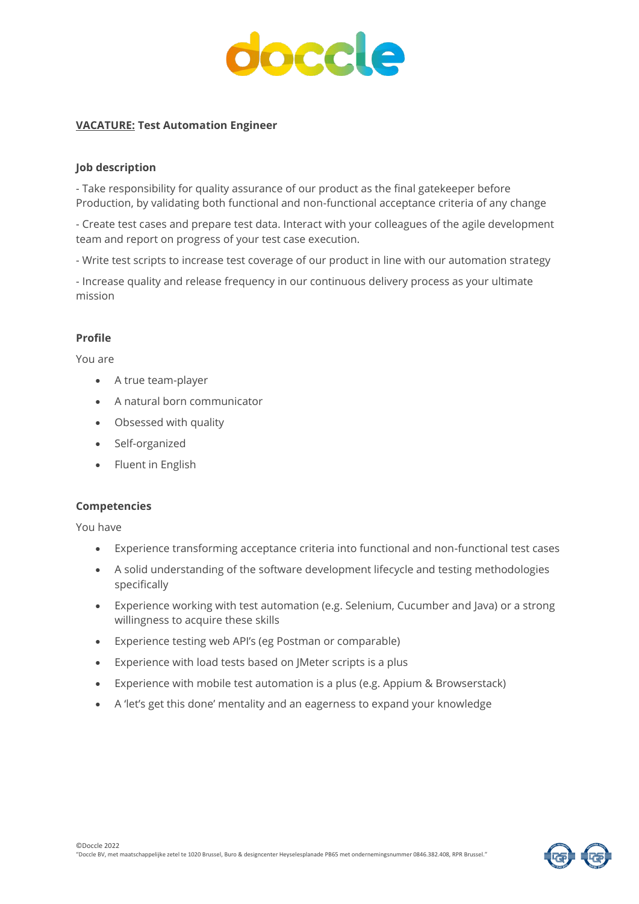**<u>VACATURE:</u> Test Automation Engineer**

### Job description

- Take responsibility for quality assurance of our product as the final gatekeeper before Production, by validating both functional and non-functional acceptance criteria of any change

- Create test cases and prepare test data. Interact with your colleagues of the agile development team and report on progress of your test case execution.

- Write test scripts to increase test coverage of our product in line with our automation strategy

- Increase quality and release frequency in our continuous delivery process as your ultimate mission

### Profile

You are

- A true team-player
- A natural born communicator
- Obsessed with quality
- Self-organized
- Fluent in English

### Competencies

You have

- Experience transforming acceptance criteria into functional and non-functional test cases
- A solid understanding of the software development lifecycle and testing methodologies specifically
- Experience working with test automation (e.g. Selenium, Cucumber and Java) or a strong willingness to acquire these skills
- Experience testing web API's (eg Postman or comparable)
- Experience with load tests based on JMeter scripts is a plus
- Experience with mobile test automation is a plus (e.g. Appium & Browserstack)
- A 'let's get this done' mentality and an eagerness to expand your knowledge

©Doccle 2022
"Doccle BV, met maatschappelijke zetel te 1020 Brussel, Buro & designcenter Heyselesplanade PB65 met ondernemingsnummer 0846.382.408, RPR Brussel."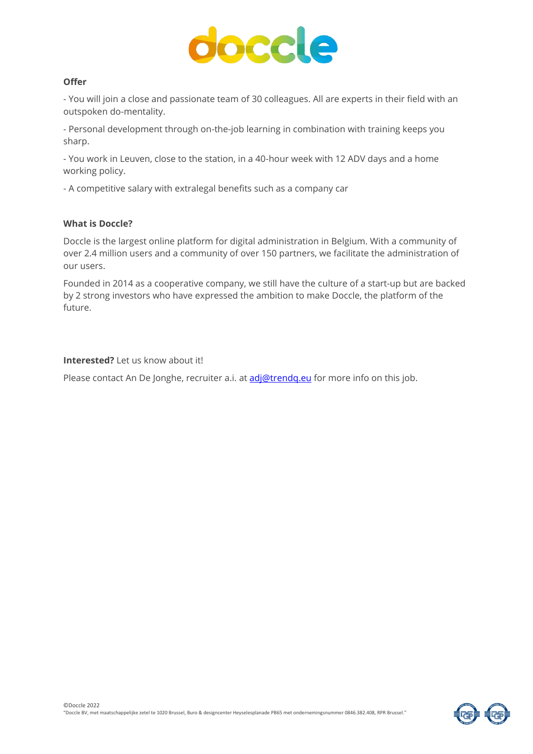**Offer**

- You will join a close and passionate team of 30 colleagues. All are experts in their field with an outspoken do-mentality.

- Personal development through on-the-job learning in combination with training keeps you sharp.

- You work in Leuven, close to the station, in a 40-hour week with 12 ADV days and a home working policy.

- A competitive salary with extralegal benefits such as a company car

**What is Doccle?**

Doccle is the largest online platform for digital administration in Belgium. With a community of over 2.4 million users and a community of over 150 partners, we facilitate the administration of our users.

Founded in 2014 as a cooperative company, we still have the culture of a start-up but are backed by 2 strong investors who have expressed the ambition to make Doccle, the platform of the future.

**Interested?** Let us know about it!

Please contact An De Jonghe, recruiter a.i. at adj@trendq.eu for more info on this job.

©Doccle 2022
"Doccle BV, met maatschappelijke zetel te 1020 Brussel, Buro & designcenter Heyselesplanade PB65 met ondernemingsnummer 0846.382.408, RPR Brussel."